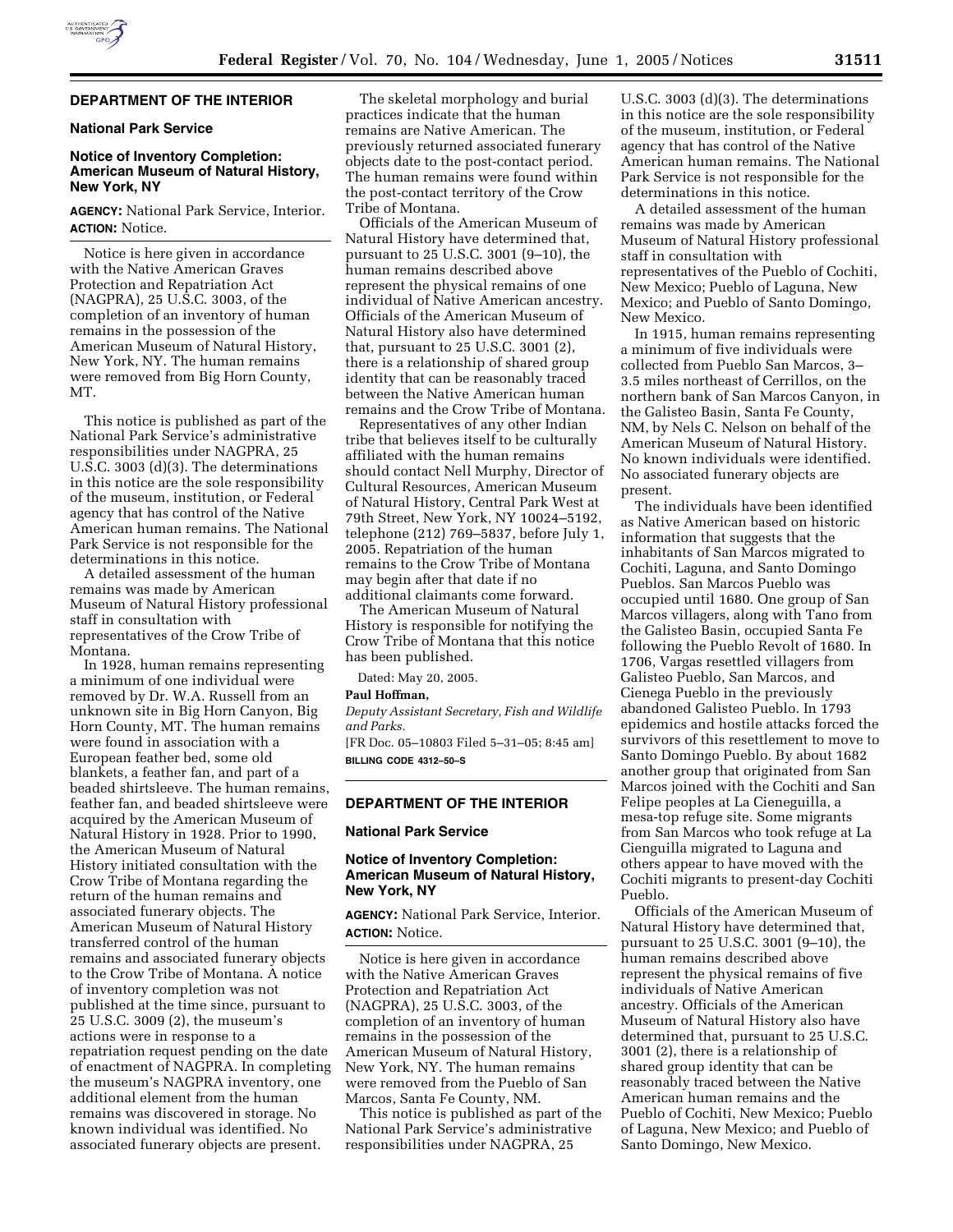## DEPARTMENT OF THE INTERIOR

### National Park Service

### Notice of Inventory Completion: American Museum of Natural History, New York, NY

**AGENCY:** National Park Service, Interior.

**ACTION:** Notice.

Notice is here given in accordance with the Native American Graves Protection and Repatriation Act (NAGPRA), 25 U.S.C. 3003, of the completion of an inventory of human remains in the possession of the American Museum of Natural History, New York, NY. The human remains were removed from Big Horn County, MT.

This notice is published as part of the National Park Service's administrative responsibilities under NAGPRA, 25 U.S.C. 3003 (d)(3). The determinations in this notice are the sole responsibility of the museum, institution, or Federal agency that has control of the Native American human remains. The National Park Service is not responsible for the determinations in this notice.

A detailed assessment of the human remains was made by American Museum of Natural History professional staff in consultation with representatives of the Crow Tribe of Montana.

In 1928, human remains representing a minimum of one individual were removed by Dr. W.A. Russell from an unknown site in Big Horn Canyon, Big Horn County, MT. The human remains were found in association with a European feather bed, some old blankets, a feather fan, and part of a beaded shirtsleeve. The human remains, feather fan, and beaded shirtsleeve were acquired by the American Museum of Natural History in 1928. Prior to 1990, the American Museum of Natural History initiated consultation with the Crow Tribe of Montana regarding the return of the human remains and associated funerary objects. The American Museum of Natural History transferred control of the human remains and associated funerary objects to the Crow Tribe of Montana. A notice of inventory completion was not published at the time since, pursuant to 25 U.S.C. 3009 (2), the museum's actions were in response to a repatriation request pending on the date of enactment of NAGPRA. In completing the museum's NAGPRA inventory, one additional element from the human remains was discovered in storage. No known individual was identified. No associated funerary objects are present.

The skeletal morphology and burial practices indicate that the human remains are Native American. The previously returned associated funerary objects date to the post-contact period. The human remains were found within the post-contact territory of the Crow Tribe of Montana.

Officials of the American Museum of Natural History have determined that, pursuant to 25 U.S.C. 3001 (9–10), the human remains described above represent the physical remains of one individual of Native American ancestry. Officials of the American Museum of Natural History also have determined that, pursuant to 25 U.S.C. 3001 (2), there is a relationship of shared group identity that can be reasonably traced between the Native American human remains and the Crow Tribe of Montana.

Representatives of any other Indian tribe that believes itself to be culturally affiliated with the human remains should contact Nell Murphy, Director of Cultural Resources, American Museum of Natural History, Central Park West at 79th Street, New York, NY 10024–5192, telephone (212) 769–5837, before July 1, 2005. Repatriation of the human remains to the Crow Tribe of Montana may begin after that date if no additional claimants come forward.

The American Museum of Natural History is responsible for notifying the Crow Tribe of Montana that this notice has been published.

Dated: May 20, 2005.

**Paul Hoffman,**

*Deputy Assistant Secretary, Fish and Wildlife and Parks.*

[FR Doc. 05–10803 Filed 5–31–05; 8:45 am]

**BILLING CODE 4312–50–S**

## DEPARTMENT OF THE INTERIOR

### National Park Service

### Notice of Inventory Completion: American Museum of Natural History, New York, NY

**AGENCY:** National Park Service, Interior.

**ACTION:** Notice.

Notice is here given in accordance with the Native American Graves Protection and Repatriation Act (NAGPRA), 25 U.S.C. 3003, of the completion of an inventory of human remains in the possession of the American Museum of Natural History, New York, NY. The human remains were removed from the Pueblo of San Marcos, Santa Fe County, NM.

This notice is published as part of the National Park Service's administrative responsibilities under NAGPRA, 25 U.S.C. 3003 (d)(3). The determinations in this notice are the sole responsibility of the museum, institution, or Federal agency that has control of the Native American human remains. The National Park Service is not responsible for the determinations in this notice.

A detailed assessment of the human remains was made by American Museum of Natural History professional staff in consultation with representatives of the Pueblo of Cochiti, New Mexico; Pueblo of Laguna, New Mexico; and Pueblo of Santo Domingo, New Mexico.

In 1915, human remains representing a minimum of five individuals were collected from Pueblo San Marcos, 3–3.5 miles northeast of Cerrillos, on the northern bank of San Marcos Canyon, in the Galisteo Basin, Santa Fe County, NM, by Nels C. Nelson on behalf of the American Museum of Natural History. No known individuals were identified. No associated funerary objects are present.

The individuals have been identified as Native American based on historic information that suggests that the inhabitants of San Marcos migrated to Cochiti, Laguna, and Santo Domingo Pueblos. San Marcos Pueblo was occupied until 1680. One group of San Marcos villagers, along with Tano from the Galisteo Basin, occupied Santa Fe following the Pueblo Revolt of 1680. In 1706, Vargas resettled villagers from Galisteo Pueblo, San Marcos, and Cienega Pueblo in the previously abandoned Galisteo Pueblo. In 1793 epidemics and hostile attacks forced the survivors of this resettlement to move to Santo Domingo Pueblo. By about 1682 another group that originated from San Marcos joined with the Cochiti and San Felipe peoples at La Cieneguilla, a mesa-top refuge site. Some migrants from San Marcos who took refuge at La Cienguilla migrated to Laguna and others appear to have moved with the Cochiti migrants to present-day Cochiti Pueblo.

Officials of the American Museum of Natural History have determined that, pursuant to 25 U.S.C. 3001 (9–10), the human remains described above represent the physical remains of five individuals of Native American ancestry. Officials of the American Museum of Natural History also have determined that, pursuant to 25 U.S.C. 3001 (2), there is a relationship of shared group identity that can be reasonably traced between the Native American human remains and the Pueblo of Cochiti, New Mexico; Pueblo of Laguna, New Mexico; and Pueblo of Santo Domingo, New Mexico.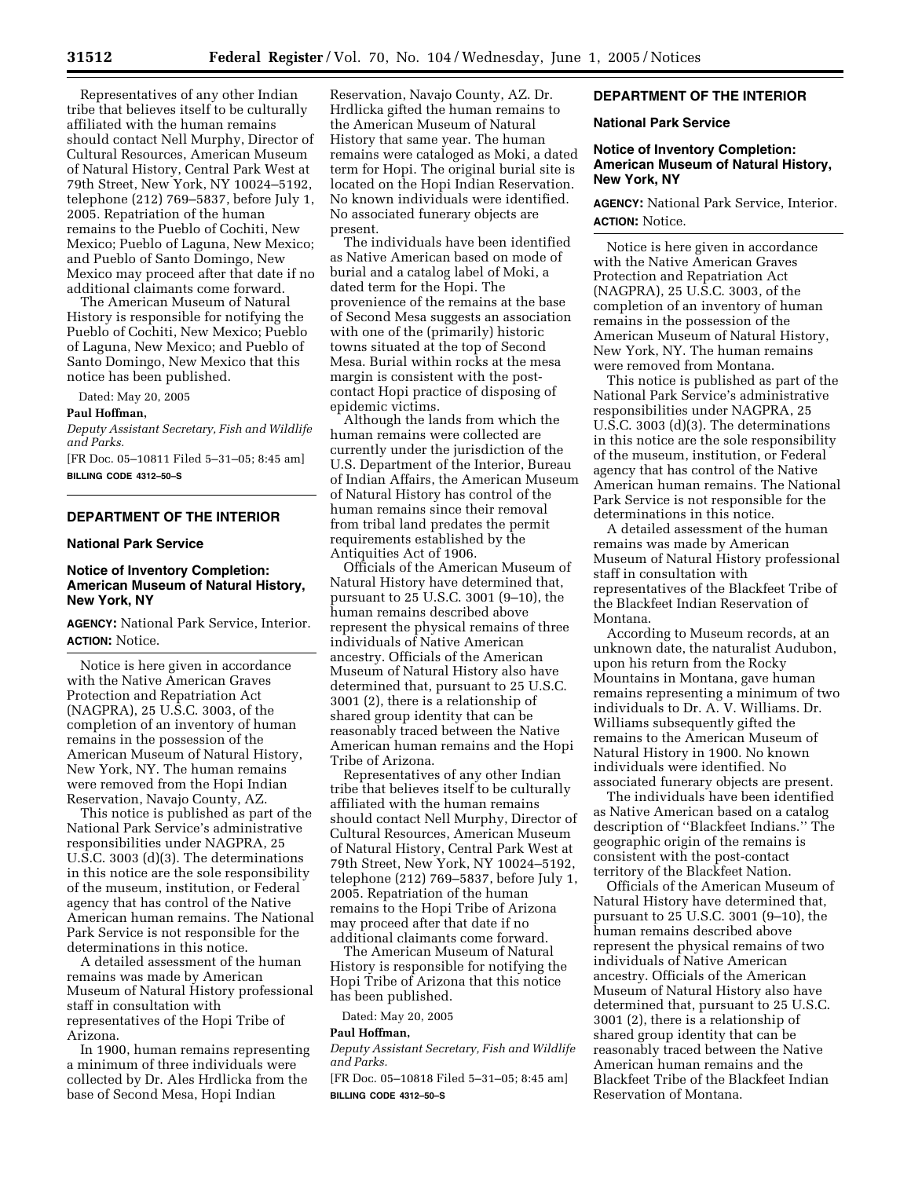Representatives of any other Indian tribe that believes itself to be culturally affiliated with the human remains should contact Nell Murphy, Director of Cultural Resources, American Museum of Natural History, Central Park West at 79th Street, New York, NY 10024–5192, telephone (212) 769–5837, before July 1, 2005. Repatriation of the human remains to the Pueblo of Cochiti, New Mexico; Pueblo of Laguna, New Mexico; and Pueblo of Santo Domingo, New Mexico may proceed after that date if no additional claimants come forward.

The American Museum of Natural History is responsible for notifying the Pueblo of Cochiti, New Mexico; Pueblo of Laguna, New Mexico; and Pueblo of Santo Domingo, New Mexico that this notice has been published.

Dated: May 20, 2005

**Paul Hoffman,**

*Deputy Assistant Secretary, Fish and Wildlife and Parks.*

[FR Doc. 05–10811 Filed 5–31–05; 8:45 am]

**BILLING CODE 4312–50–S**

## DEPARTMENT OF THE INTERIOR

### National Park Service

### Notice of Inventory Completion: American Museum of Natural History, New York, NY

**AGENCY:** National Park Service, Interior.

**ACTION:** Notice.

Notice is here given in accordance with the Native American Graves Protection and Repatriation Act (NAGPRA), 25 U.S.C. 3003, of the completion of an inventory of human remains in the possession of the American Museum of Natural History, New York, NY. The human remains were removed from the Hopi Indian Reservation, Navajo County, AZ.

This notice is published as part of the National Park Service's administrative responsibilities under NAGPRA, 25 U.S.C. 3003 (d)(3). The determinations in this notice are the sole responsibility of the museum, institution, or Federal agency that has control of the Native American human remains. The National Park Service is not responsible for the determinations in this notice.

A detailed assessment of the human remains was made by American Museum of Natural History professional staff in consultation with representatives of the Hopi Tribe of Arizona.

In 1900, human remains representing a minimum of three individuals were collected by Dr. Ales Hrdlicka from the base of Second Mesa, Hopi Indian Reservation, Navajo County, AZ. Dr. Hrdlicka gifted the human remains to the American Museum of Natural History that same year. The human remains were cataloged as Moki, a dated term for Hopi. The original burial site is located on the Hopi Indian Reservation. No known individuals were identified. No associated funerary objects are present.

The individuals have been identified as Native American based on mode of burial and a catalog label of Moki, a dated term for the Hopi. The provenience of the remains at the base of Second Mesa suggests an association with one of the (primarily) historic towns situated at the top of Second Mesa. Burial within rocks at the mesa margin is consistent with the post-contact Hopi practice of disposing of epidemic victims.

Although the lands from which the human remains were collected are currently under the jurisdiction of the U.S. Department of the Interior, Bureau of Indian Affairs, the American Museum of Natural History has control of the human remains since their removal from tribal land predates the permit requirements established by the Antiquities Act of 1906.

Officials of the American Museum of Natural History have determined that, pursuant to 25 U.S.C. 3001 (9–10), the human remains described above represent the physical remains of three individuals of Native American ancestry. Officials of the American Museum of Natural History also have determined that, pursuant to 25 U.S.C. 3001 (2), there is a relationship of shared group identity that can be reasonably traced between the Native American human remains and the Hopi Tribe of Arizona.

Representatives of any other Indian tribe that believes itself to be culturally affiliated with the human remains should contact Nell Murphy, Director of Cultural Resources, American Museum of Natural History, Central Park West at 79th Street, New York, NY 10024–5192, telephone (212) 769–5837, before July 1, 2005. Repatriation of the human remains to the Hopi Tribe of Arizona may proceed after that date if no additional claimants come forward.

The American Museum of Natural History is responsible for notifying the Hopi Tribe of Arizona that this notice has been published.

Dated: May 20, 2005

**Paul Hoffman,**

*Deputy Assistant Secretary, Fish and Wildlife and Parks.*

[FR Doc. 05–10818 Filed 5–31–05; 8:45 am]

**BILLING CODE 4312–50–S**

## DEPARTMENT OF THE INTERIOR

### National Park Service

### Notice of Inventory Completion: American Museum of Natural History, New York, NY

**AGENCY:** National Park Service, Interior.

**ACTION:** Notice.

Notice is here given in accordance with the Native American Graves Protection and Repatriation Act (NAGPRA), 25 U.S.C. 3003, of the completion of an inventory of human remains in the possession of the American Museum of Natural History, New York, NY. The human remains were removed from Montana.

This notice is published as part of the National Park Service's administrative responsibilities under NAGPRA, 25 U.S.C. 3003 (d)(3). The determinations in this notice are the sole responsibility of the museum, institution, or Federal agency that has control of the Native American human remains. The National Park Service is not responsible for the determinations in this notice.

A detailed assessment of the human remains was made by American Museum of Natural History professional staff in consultation with representatives of the Blackfeet Tribe of the Blackfeet Indian Reservation of Montana.

According to Museum records, at an unknown date, the naturalist Audubon, upon his return from the Rocky Mountains in Montana, gave human remains representing a minimum of two individuals to Dr. A. V. Williams. Dr. Williams subsequently gifted the remains to the American Museum of Natural History in 1900. No known individuals were identified. No associated funerary objects are present.

The individuals have been identified as Native American based on a catalog description of ''Blackfeet Indians.'' The geographic origin of the remains is consistent with the post-contact territory of the Blackfeet Nation.

Officials of the American Museum of Natural History have determined that, pursuant to 25 U.S.C. 3001 (9–10), the human remains described above represent the physical remains of two individuals of Native American ancestry. Officials of the American Museum of Natural History also have determined that, pursuant to 25 U.S.C. 3001 (2), there is a relationship of shared group identity that can be reasonably traced between the Native American human remains and the Blackfeet Tribe of the Blackfeet Indian Reservation of Montana.